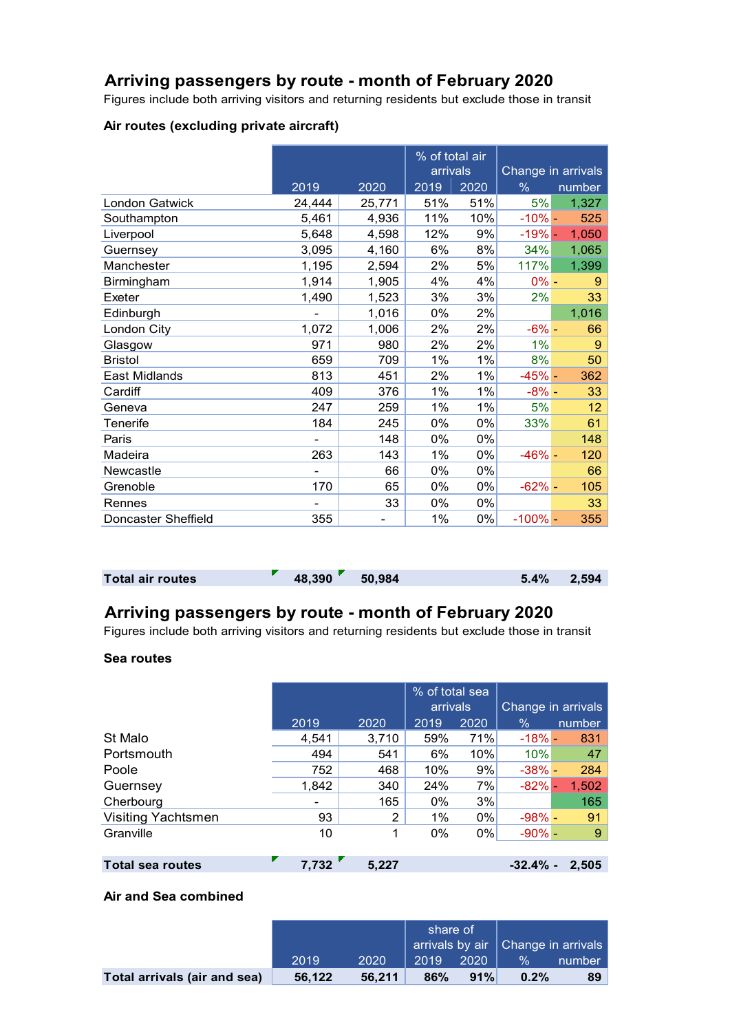## Arriving passengers by route - month of February 2020

Figures include both arriving visitors and returning residents but exclude those in transit

### Air routes (excluding private aircraft)

| | 2019 | 2020 | % of total air arrivals 2019 | 2020 | Change in arrivals % | number |
|---|---|---|---|---|---|---|
| London Gatwick | 24,444 | 25,771 | 51% | 51% | 5% | 1,327 |
| Southampton | 5,461 | 4,936 | 11% | 10% | -10% | - 525 |
| Liverpool | 5,648 | 4,598 | 12% | 9% | -19% | - 1,050 |
| Guernsey | 3,095 | 4,160 | 6% | 8% | 34% | 1,065 |
| Manchester | 1,195 | 2,594 | 2% | 5% | 117% | 1,399 |
| Birmingham | 1,914 | 1,905 | 4% | 4% | 0% | - 9 |
| Exeter | 1,490 | 1,523 | 3% | 3% | 2% | 33 |
| Edinburgh | - | 1,016 | 0% | 2% | | 1,016 |
| London City | 1,072 | 1,006 | 2% | 2% | -6% | - 66 |
| Glasgow | 971 | 980 | 2% | 2% | 1% | 9 |
| Bristol | 659 | 709 | 1% | 1% | 8% | 50 |
| East Midlands | 813 | 451 | 2% | 1% | -45% | - 362 |
| Cardiff | 409 | 376 | 1% | 1% | -8% | - 33 |
| Geneva | 247 | 259 | 1% | 1% | 5% | 12 |
| Tenerife | 184 | 245 | 0% | 0% | 33% | 61 |
| Paris | - | 148 | 0% | 0% | | 148 |
| Madeira | 263 | 143 | 1% | 0% | -46% | - 120 |
| Newcastle | - | 66 | 0% | 0% | | 66 |
| Grenoble | 170 | 65 | 0% | 0% | -62% | - 105 |
| Rennes | - | 33 | 0% | 0% | | 33 |
| Doncaster Sheffield | 355 | - | 1% | 0% | -100% | - 355 |
| **Total air routes** | **48,390** | **50,984** | | | **5.4%** | **2,594** |

## Arriving passengers by route - month of February 2020

Figures include both arriving visitors and returning residents but exclude those in transit

### Sea routes

| | 2019 | 2020 | % of total sea arrivals 2019 | 2020 | Change in arrivals % | number |
|---|---|---|---|---|---|---|
| St Malo | 4,541 | 3,710 | 59% | 71% | -18% | - 831 |
| Portsmouth | 494 | 541 | 6% | 10% | 10% | 47 |
| Poole | 752 | 468 | 10% | 9% | -38% | - 284 |
| Guernsey | 1,842 | 340 | 24% | 7% | -82% | - 1,502 |
| Cherbourg | - | 165 | 0% | 3% | | 165 |
| Visiting Yachtsmen | 93 | 2 | 1% | 0% | -98% | - 91 |
| Granville | 10 | 1 | 0% | 0% | -90% | - 9 |
| **Total sea routes** | **7,732** | **5,227** | | | **-32.4%** | **- 2,505** |

### Air and Sea combined

| | 2019 | 2020 | share of arrivals by air 2019 | 2020 | Change in arrivals % | number |
|---|---|---|---|---|---|---|
| **Total arrivals (air and sea)** | **56,122** | **56,211** | **86%** | **91%** | **0.2%** | **89** |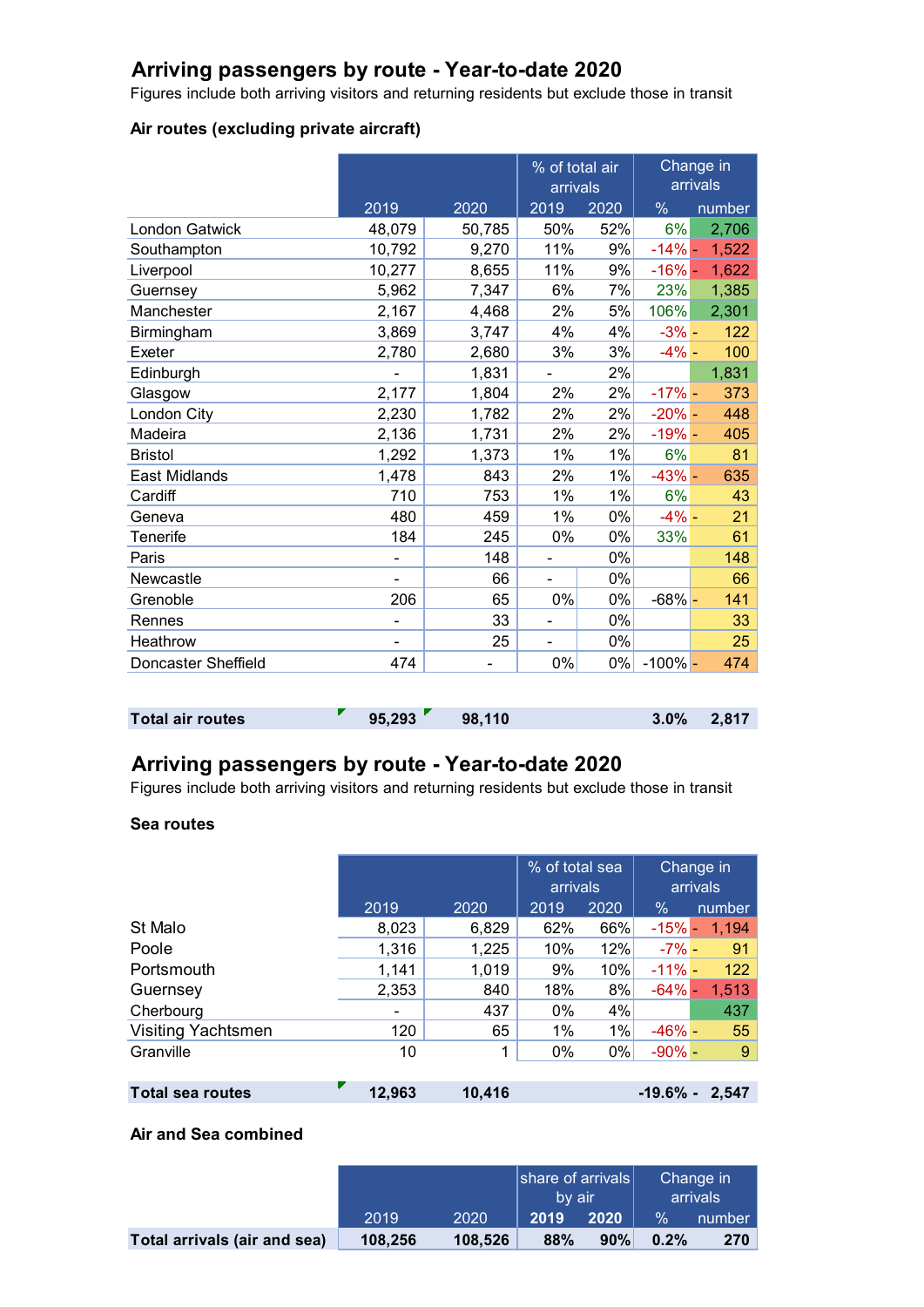## Arriving passengers by route - Year-to-date 2020

Figures include both arriving visitors and returning residents but exclude those in transit

### Air routes (excluding private aircraft)

| | 2019 | 2020 | % of total air arrivals 2019 | 2020 | Change in arrivals % | number |
|---|---|---|---|---|---|---|
| London Gatwick | 48,079 | 50,785 | 50% | 52% | 6% | 2,706 |
| Southampton | 10,792 | 9,270 | 11% | 9% | -14% | - 1,522 |
| Liverpool | 10,277 | 8,655 | 11% | 9% | -16% | - 1,622 |
| Guernsey | 5,962 | 7,347 | 6% | 7% | 23% | 1,385 |
| Manchester | 2,167 | 4,468 | 2% | 5% | 106% | 2,301 |
| Birmingham | 3,869 | 3,747 | 4% | 4% | -3% | - 122 |
| Exeter | 2,780 | 2,680 | 3% | 3% | -4% | - 100 |
| Edinburgh | - | 1,831 | - | 2% | | 1,831 |
| Glasgow | 2,177 | 1,804 | 2% | 2% | -17% | - 373 |
| London City | 2,230 | 1,782 | 2% | 2% | -20% | - 448 |
| Madeira | 2,136 | 1,731 | 2% | 2% | -19% | - 405 |
| Bristol | 1,292 | 1,373 | 1% | 1% | 6% | 81 |
| East Midlands | 1,478 | 843 | 2% | 1% | -43% | - 635 |
| Cardiff | 710 | 753 | 1% | 1% | 6% | 43 |
| Geneva | 480 | 459 | 1% | 0% | -4% | - 21 |
| Tenerife | 184 | 245 | 0% | 0% | 33% | 61 |
| Paris | - | 148 | - | 0% | | 148 |
| Newcastle | - | 66 | - | 0% | | 66 |
| Grenoble | 206 | 65 | 0% | 0% | -68% | - 141 |
| Rennes | - | 33 | - | 0% | | 33 |
| Heathrow | - | 25 | - | 0% | | 25 |
| Doncaster Sheffield | 474 | - | 0% | 0% | -100% | - 474 |
| **Total air routes** | **95,293** | **98,110** | | | **3.0%** | **2,817** |

## Arriving passengers by route - Year-to-date 2020

Figures include both arriving visitors and returning residents but exclude those in transit

### Sea routes

| | 2019 | 2020 | % of total sea arrivals 2019 | 2020 | Change in arrivals % | number |
|---|---|---|---|---|---|---|
| St Malo | 8,023 | 6,829 | 62% | 66% | -15% | - 1,194 |
| Poole | 1,316 | 1,225 | 10% | 12% | -7% | - 91 |
| Portsmouth | 1,141 | 1,019 | 9% | 10% | -11% | - 122 |
| Guernsey | 2,353 | 840 | 18% | 8% | -64% | - 1,513 |
| Cherbourg | - | 437 | 0% | 4% | | 437 |
| Visiting Yachtsmen | 120 | 65 | 1% | 1% | -46% | - 55 |
| Granville | 10 | 1 | 0% | 0% | -90% | - 9 |
| **Total sea routes** | **12,963** | **10,416** | | | **-19.6%** | **- 2,547** |

### Air and Sea combined

| | 2019 | 2020 | share of arrivals by air 2019 | 2020 | Change in arrivals % | number |
|---|---|---|---|---|---|---|
| **Total arrivals (air and sea)** | **108,256** | **108,526** | **88%** | **90%** | **0.2%** | **270** |